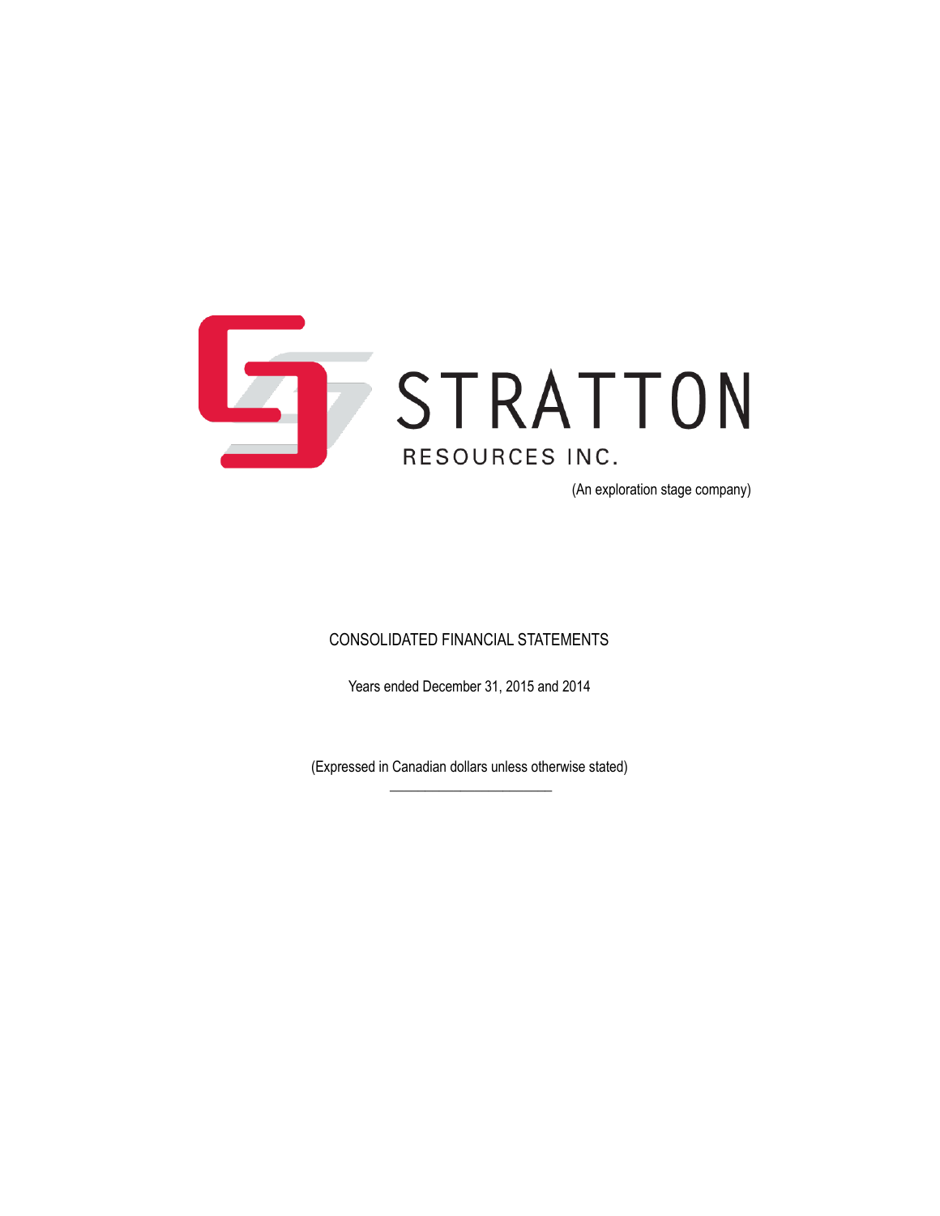# STRATTON

## RESOURCES INC.

(An exploration stage company)

CONSOLIDATED FINANCIAL STATEMENTS

Years ended December 31, 2015 and 2014

(Expressed in Canadian dollars unless otherwise stated)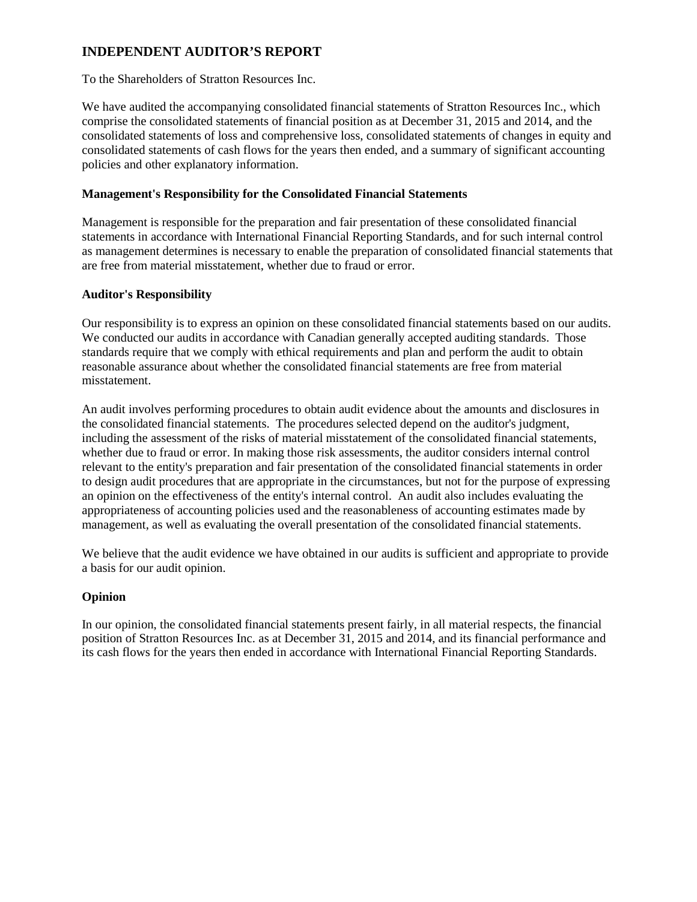# INDEPENDENT AUDITOR'S REPORT

To the Shareholders of Stratton Resources Inc.

We have audited the accompanying consolidated financial statements of Stratton Resources Inc., which comprise the consolidated statements of financial position as at December 31, 2015 and 2014, and the consolidated statements of loss and comprehensive loss, consolidated statements of changes in equity and consolidated statements of cash flows for the years then ended, and a summary of significant accounting policies and other explanatory information.

### Management's Responsibility for the Consolidated Financial Statements

Management is responsible for the preparation and fair presentation of these consolidated financial statements in accordance with International Financial Reporting Standards, and for such internal control as management determines is necessary to enable the preparation of consolidated financial statements that are free from material misstatement, whether due to fraud or error.

### Auditor's Responsibility

Our responsibility is to express an opinion on these consolidated financial statements based on our audits. We conducted our audits in accordance with Canadian generally accepted auditing standards. Those standards require that we comply with ethical requirements and plan and perform the audit to obtain reasonable assurance about whether the consolidated financial statements are free from material misstatement.

An audit involves performing procedures to obtain audit evidence about the amounts and disclosures in the consolidated financial statements. The procedures selected depend on the auditor's judgment, including the assessment of the risks of material misstatement of the consolidated financial statements, whether due to fraud or error. In making those risk assessments, the auditor considers internal control relevant to the entity's preparation and fair presentation of the consolidated financial statements in order to design audit procedures that are appropriate in the circumstances, but not for the purpose of expressing an opinion on the effectiveness of the entity's internal control. An audit also includes evaluating the appropriateness of accounting policies used and the reasonableness of accounting estimates made by management, as well as evaluating the overall presentation of the consolidated financial statements.

We believe that the audit evidence we have obtained in our audits is sufficient and appropriate to provide a basis for our audit opinion.

### Opinion

In our opinion, the consolidated financial statements present fairly, in all material respects, the financial position of Stratton Resources Inc. as at December 31, 2015 and 2014, and its financial performance and its cash flows for the years then ended in accordance with International Financial Reporting Standards.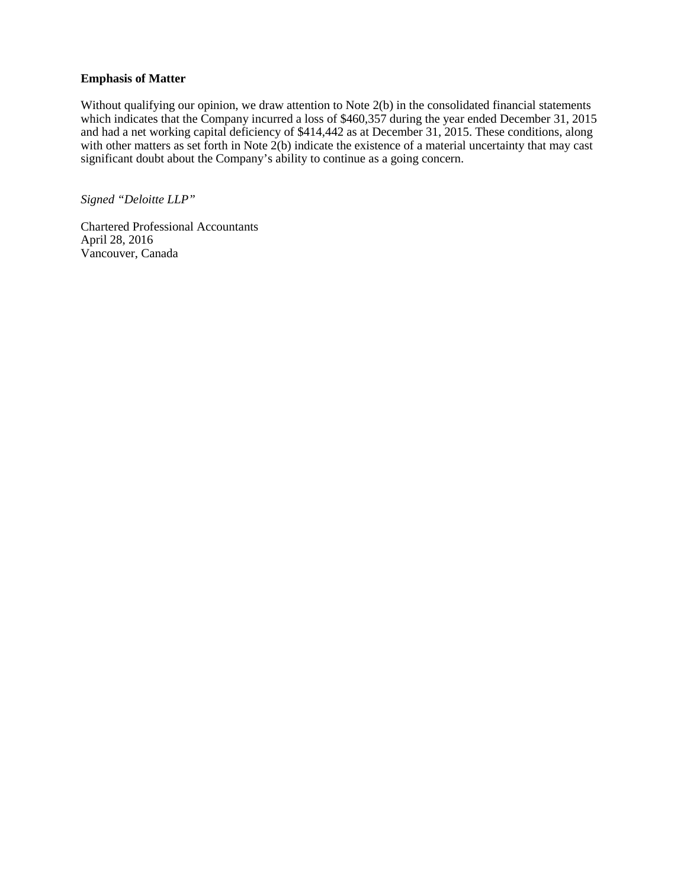**Emphasis of Matter**

Without qualifying our opinion, we draw attention to Note 2(b) in the consolidated financial statements which indicates that the Company incurred a loss of $460,357 during the year ended December 31, 2015 and had a net working capital deficiency of $414,442 as at December 31, 2015. These conditions, along with other matters as set forth in Note 2(b) indicate the existence of a material uncertainty that may cast significant doubt about the Company's ability to continue as a going concern.

*Signed "Deloitte LLP"*

Chartered Professional Accountants
April 28, 2016
Vancouver, Canada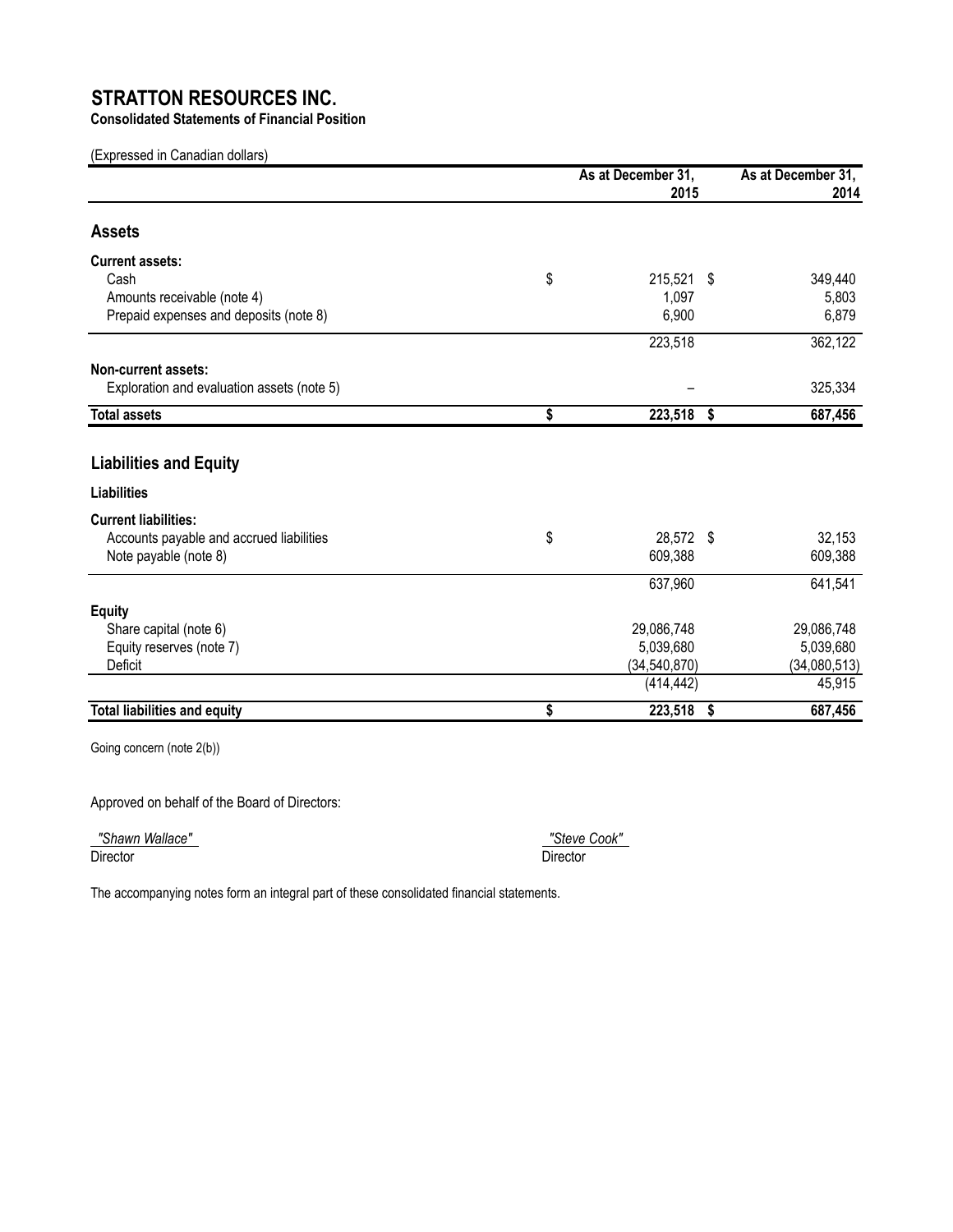# STRATTON RESOURCES INC.

**Consolidated Statements of Financial Position**

(Expressed in Canadian dollars)

| | As at December 31, 2015 | As at December 31, 2014 |
|---|---|---|
| **Assets** | | |
| **Current assets:** | | |
| Cash | $ 215,521 | $ 349,440 |
| Amounts receivable (note 4) | 1,097 | 5,803 |
| Prepaid expenses and deposits (note 8) | 6,900 | 6,879 |
| | 223,518 | 362,122 |
| **Non-current assets:** | | |
| Exploration and evaluation assets (note 5) | – | 325,334 |
| **Total assets** | **$ 223,518** | **$ 687,456** |
| **Liabilities and Equity** | | |
| **Liabilities** | | |
| **Current liabilities:** | | |
| Accounts payable and accrued liabilities | $ 28,572 | $ 32,153 |
| Note payable (note 8) | 609,388 | 609,388 |
| | 637,960 | 641,541 |
| **Equity** | | |
| Share capital (note 6) | 29,086,748 | 29,086,748 |
| Equity reserves (note 7) | 5,039,680 | 5,039,680 |
| Deficit | (34,540,870) | (34,080,513) |
| | (414,442) | 45,915 |
| **Total liabilities and equity** | **$ 223,518** | **$ 687,456** |

Going concern (note 2(b))

Approved on behalf of the Board of Directors:

*"Shawn Wallace"*
Director

*"Steve Cook"*
Director

The accompanying notes form an integral part of these consolidated financial statements.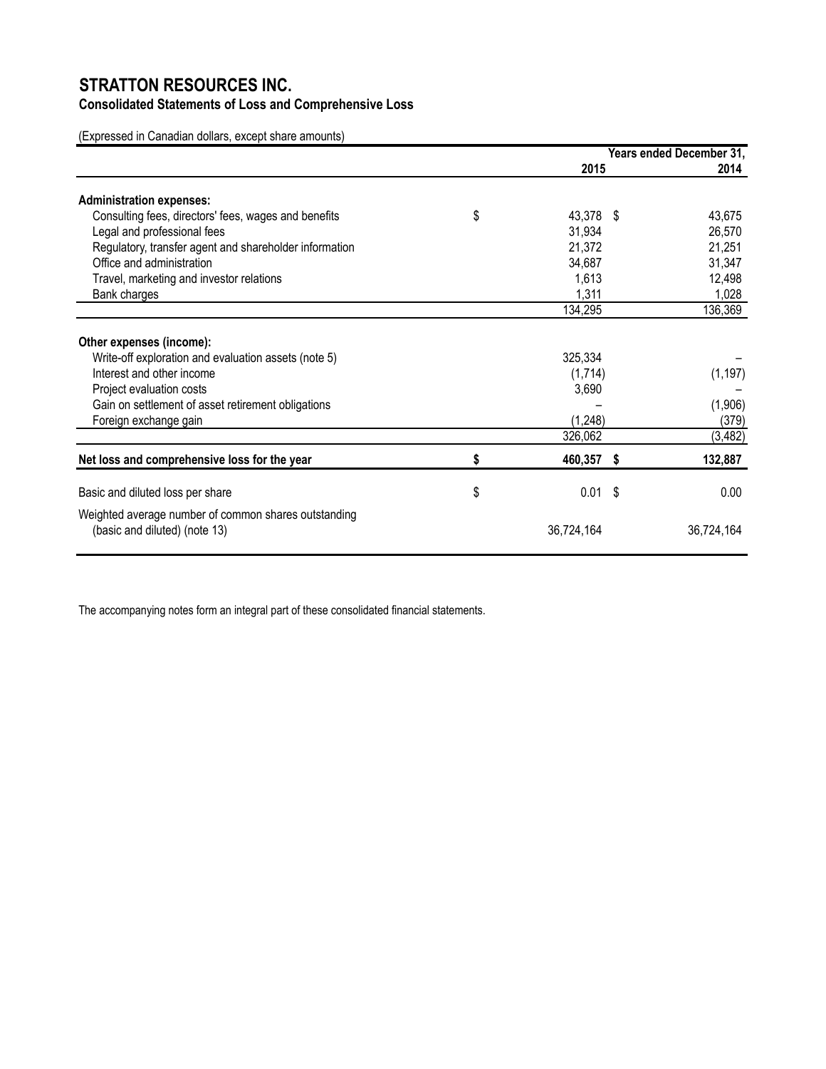# STRATTON RESOURCES INC.

## Consolidated Statements of Loss and Comprehensive Loss

(Expressed in Canadian dollars, except share amounts)

| | Years ended December 31, 2015 | 2014 |
|---|---|---|
| **Administration expenses:** | | |
| Consulting fees, directors' fees, wages and benefits | $ 43,378 | $ 43,675 |
| Legal and professional fees | 31,934 | 26,570 |
| Regulatory, transfer agent and shareholder information | 21,372 | 21,251 |
| Office and administration | 34,687 | 31,347 |
| Travel, marketing and investor relations | 1,613 | 12,498 |
| Bank charges | 1,311 | 1,028 |
| | 134,295 | 136,369 |
| **Other expenses (income):** | | |
| Write-off exploration and evaluation assets (note 5) | 325,334 | – |
| Interest and other income | (1,714) | (1,197) |
| Project evaluation costs | 3,690 | – |
| Gain on settlement of asset retirement obligations | – | (1,906) |
| Foreign exchange gain | (1,248) | (379) |
| | 326,062 | (3,482) |
| **Net loss and comprehensive loss for the year** | **$ 460,357** | **$ 132,887** |
| Basic and diluted loss per share | $ 0.01 | $ 0.00 |
| Weighted average number of common shares outstanding (basic and diluted) (note 13) | 36,724,164 | 36,724,164 |

The accompanying notes form an integral part of these consolidated financial statements.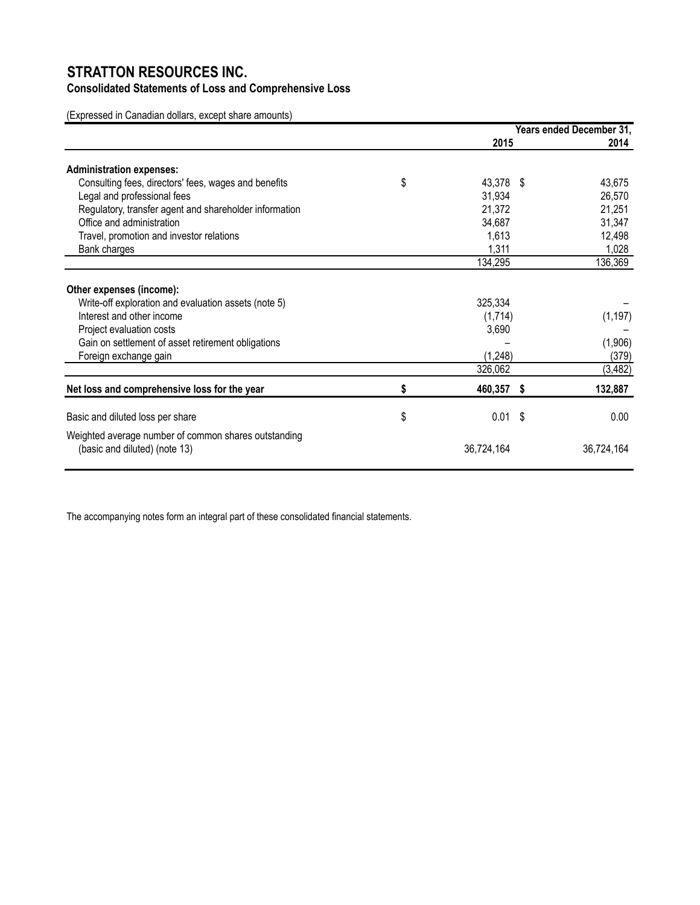# STRATTON RESOURCES INC.

## Consolidated Statements of Loss and Comprehensive Loss

(Expressed in Canadian dollars, except share amounts)

| | Years ended December 31, 2015 | 2014 |
|---|---|---|
| **Administration expenses:** | | |
| Consulting fees, directors' fees, wages and benefits | $ 43,378 | $ 43,675 |
| Legal and professional fees | 31,934 | 26,570 |
| Regulatory, transfer agent and shareholder information | 21,372 | 21,251 |
| Office and administration | 34,687 | 31,347 |
| Travel, promotion and investor relations | 1,613 | 12,498 |
| Bank charges | 1,311 | 1,028 |
| | 134,295 | 136,369 |
| **Other expenses (income):** | | |
| Write-off exploration and evaluation assets (note 5) | 325,334 | – |
| Interest and other income | (1,714) | (1,197) |
| Project evaluation costs | 3,690 | – |
| Gain on settlement of asset retirement obligations | – | (1,906) |
| Foreign exchange gain | (1,248) | (379) |
| | 326,062 | (3,482) |
| **Net loss and comprehensive loss for the year** | **$ 460,357** | **$ 132,887** |
| Basic and diluted loss per share | $ 0.01 | $ 0.00 |
| Weighted average number of common shares outstanding (basic and diluted) (note 13) | 36,724,164 | 36,724,164 |

The accompanying notes form an integral part of these consolidated financial statements.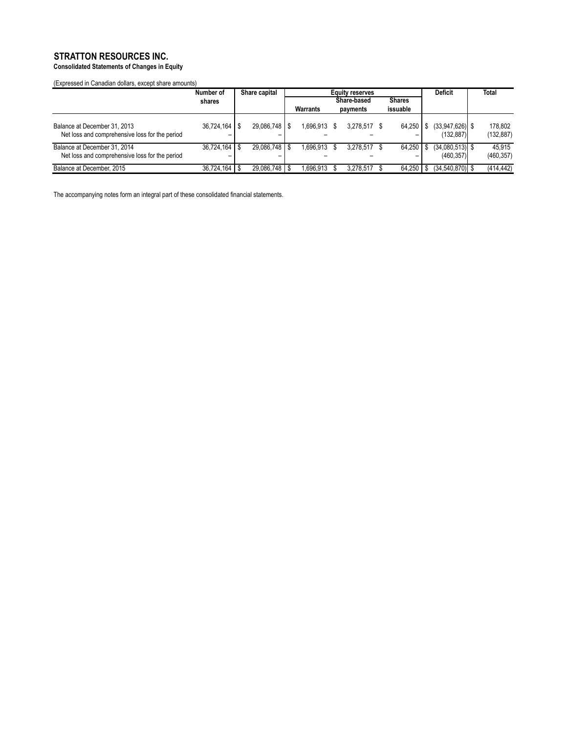# STRATTON RESOURCES INC.

**Consolidated Statements of Changes in Equity**

(Expressed in Canadian dollars, except share amounts)

| | Number of shares | Share capital | Equity reserves | | | Deficit | Total |
|---|---|---|---|---|---|---|---|
| | | | Warrants | Share-based payments | Shares issuable | | |
| Balance at December 31, 2013 | 36,724,164 | $ 29,086,748 | $ 1,696,913 | $ 3,278,517 | $ 64,250 | $ (33,947,626) | $ 178,802 |
| Net loss and comprehensive loss for the period | – | – | – | – | – | (132,887) | (132,887) |
| Balance at December 31, 2014 | 36,724,164 | $ 29,086,748 | $ 1,696,913 | $ 3,278,517 | $ 64,250 | $ (34,080,513) | $ 45,915 |
| Net loss and comprehensive loss for the period | – | – | – | – | – | (460,357) | (460,357) |
| Balance at December, 2015 | 36,724,164 | $ 29,086,748 | $ 1,696,913 | $ 3,278,517 | $ 64,250 | $ (34,540,870) | $ (414,442) |

The accompanying notes form an integral part of these consolidated financial statements.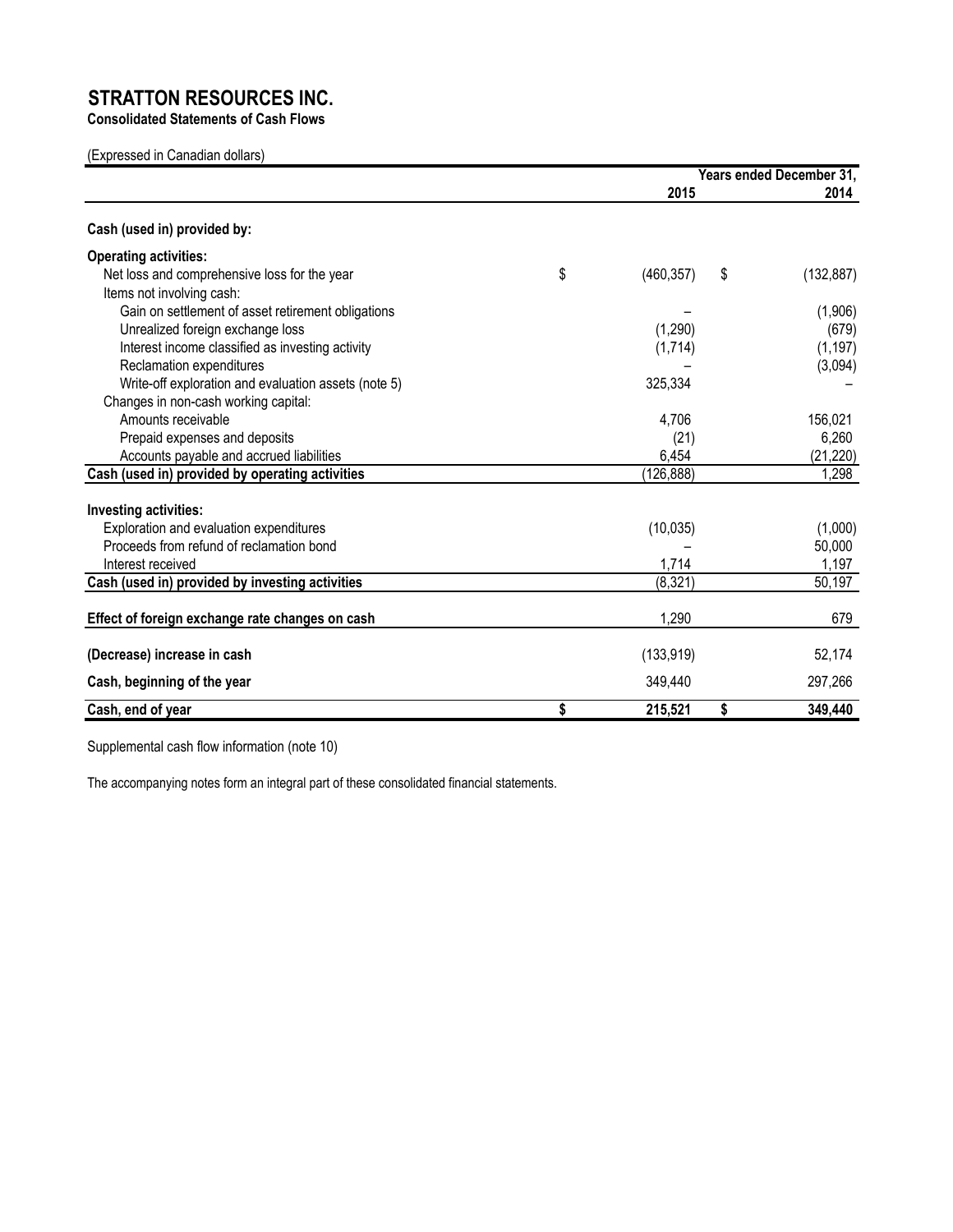# STRATTON RESOURCES INC.

**Consolidated Statements of Cash Flows**

(Expressed in Canadian dollars)

| | Years ended December 31, 2015 | 2014 |
|---|---|---|
| **Cash (used in) provided by:** | | |
| **Operating activities:** | | |
| Net loss and comprehensive loss for the year | $ (460,357) | $ (132,887) |
| Items not involving cash: | | |
| Gain on settlement of asset retirement obligations | – | (1,906) |
| Unrealized foreign exchange loss | (1,290) | (679) |
| Interest income classified as investing activity | (1,714) | (1,197) |
| Reclamation expenditures | – | (3,094) |
| Write-off exploration and evaluation assets (note 5) | 325,334 | – |
| Changes in non-cash working capital: | | |
| Amounts receivable | 4,706 | 156,021 |
| Prepaid expenses and deposits | (21) | 6,260 |
| Accounts payable and accrued liabilities | 6,454 | (21,220) |
| **Cash (used in) provided by operating activities** | (126,888) | 1,298 |
| **Investing activities:** | | |
| Exploration and evaluation expenditures | (10,035) | (1,000) |
| Proceeds from refund of reclamation bond | – | 50,000 |
| Interest received | 1,714 | 1,197 |
| **Cash (used in) provided by investing activities** | (8,321) | 50,197 |
| **Effect of foreign exchange rate changes on cash** | 1,290 | 679 |
| **(Decrease) increase in cash** | (133,919) | 52,174 |
| **Cash, beginning of the year** | 349,440 | 297,266 |
| **Cash, end of year** | **$ 215,521** | **$ 349,440** |

Supplemental cash flow information (note 10)

The accompanying notes form an integral part of these consolidated financial statements.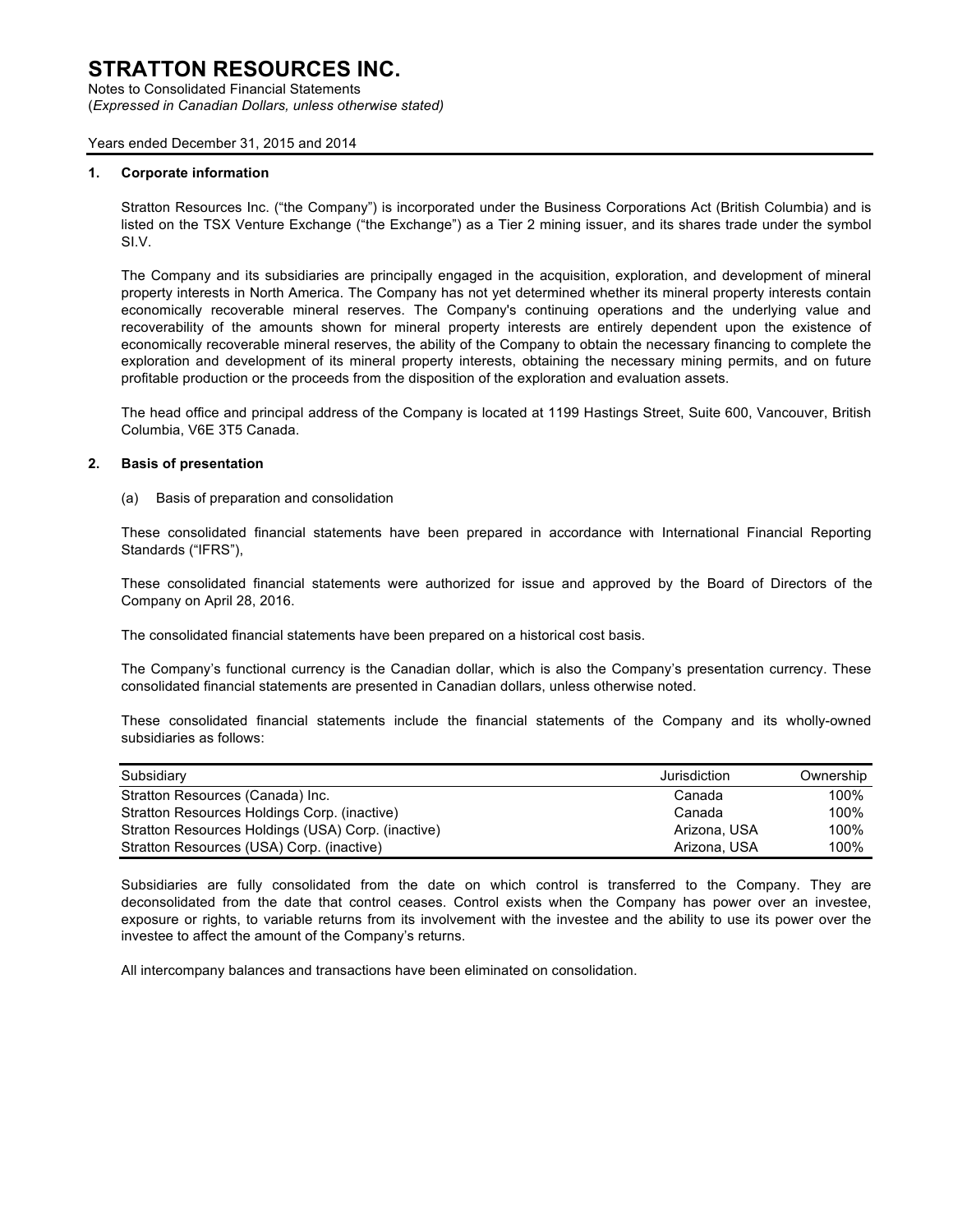# STRATTON RESOURCES INC.

Notes to Consolidated Financial Statements
(*Expressed in Canadian Dollars, unless otherwise stated)*

Years ended December 31, 2015 and 2014

## 1. Corporate information

Stratton Resources Inc. ("the Company") is incorporated under the Business Corporations Act (British Columbia) and is listed on the TSX Venture Exchange ("the Exchange") as a Tier 2 mining issuer, and its shares trade under the symbol SI.V.

The Company and its subsidiaries are principally engaged in the acquisition, exploration, and development of mineral property interests in North America. The Company has not yet determined whether its mineral property interests contain economically recoverable mineral reserves. The Company's continuing operations and the underlying value and recoverability of the amounts shown for mineral property interests are entirely dependent upon the existence of economically recoverable mineral reserves, the ability of the Company to obtain the necessary financing to complete the exploration and development of its mineral property interests, obtaining the necessary mining permits, and on future profitable production or the proceeds from the disposition of the exploration and evaluation assets.

The head office and principal address of the Company is located at 1199 Hastings Street, Suite 600, Vancouver, British Columbia, V6E 3T5 Canada.

## 2. Basis of presentation

(a) Basis of preparation and consolidation

These consolidated financial statements have been prepared in accordance with International Financial Reporting Standards ("IFRS"),

These consolidated financial statements were authorized for issue and approved by the Board of Directors of the Company on April 28, 2016.

The consolidated financial statements have been prepared on a historical cost basis.

The Company's functional currency is the Canadian dollar, which is also the Company's presentation currency. These consolidated financial statements are presented in Canadian dollars, unless otherwise noted.

These consolidated financial statements include the financial statements of the Company and its wholly-owned subsidiaries as follows:

| Subsidiary | Jurisdiction | Ownership |
|---|---|---|
| Stratton Resources (Canada) Inc. | Canada | 100% |
| Stratton Resources Holdings Corp. (inactive) | Canada | 100% |
| Stratton Resources Holdings (USA) Corp. (inactive) | Arizona, USA | 100% |
| Stratton Resources (USA) Corp. (inactive) | Arizona, USA | 100% |

Subsidiaries are fully consolidated from the date on which control is transferred to the Company. They are deconsolidated from the date that control ceases. Control exists when the Company has power over an investee, exposure or rights, to variable returns from its involvement with the investee and the ability to use its power over the investee to affect the amount of the Company's returns.

All intercompany balances and transactions have been eliminated on consolidation.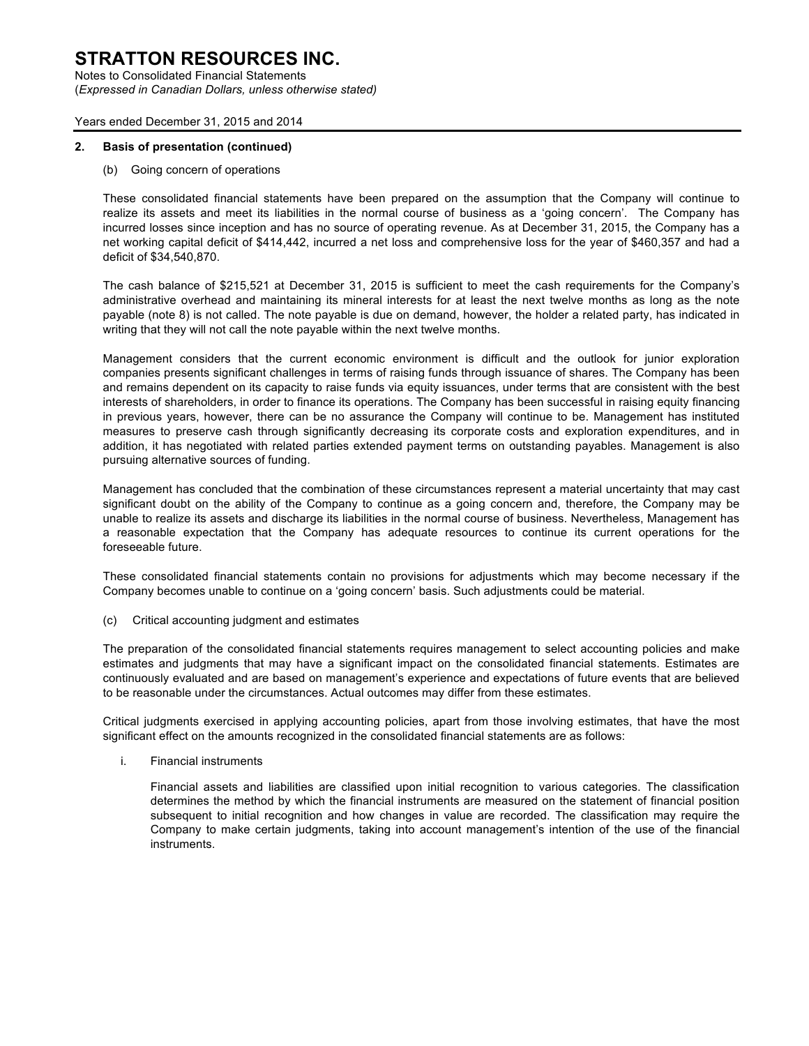## 2. Basis of presentation (continued)

### (b) Going concern of operations

These consolidated financial statements have been prepared on the assumption that the Company will continue to realize its assets and meet its liabilities in the normal course of business as a 'going concern'. The Company has incurred losses since inception and has no source of operating revenue. As at December 31, 2015, the Company has a net working capital deficit of $414,442, incurred a net loss and comprehensive loss for the year of $460,357 and had a deficit of $34,540,870.

The cash balance of $215,521 at December 31, 2015 is sufficient to meet the cash requirements for the Company's administrative overhead and maintaining its mineral interests for at least the next twelve months as long as the note payable (note 8) is not called. The note payable is due on demand, however, the holder a related party, has indicated in writing that they will not call the note payable within the next twelve months.

Management considers that the current economic environment is difficult and the outlook for junior exploration companies presents significant challenges in terms of raising funds through issuance of shares. The Company has been and remains dependent on its capacity to raise funds via equity issuances, under terms that are consistent with the best interests of shareholders, in order to finance its operations. The Company has been successful in raising equity financing in previous years, however, there can be no assurance the Company will continue to be. Management has instituted measures to preserve cash through significantly decreasing its corporate costs and exploration expenditures, and in addition, it has negotiated with related parties extended payment terms on outstanding payables. Management is also pursuing alternative sources of funding.

Management has concluded that the combination of these circumstances represent a material uncertainty that may cast significant doubt on the ability of the Company to continue as a going concern and, therefore, the Company may be unable to realize its assets and discharge its liabilities in the normal course of business. Nevertheless, Management has a reasonable expectation that the Company has adequate resources to continue its current operations for the foreseeable future.

These consolidated financial statements contain no provisions for adjustments which may become necessary if the Company becomes unable to continue on a 'going concern' basis. Such adjustments could be material.

### (c) Critical accounting judgment and estimates

The preparation of the consolidated financial statements requires management to select accounting policies and make estimates and judgments that may have a significant impact on the consolidated financial statements. Estimates are continuously evaluated and are based on management's experience and expectations of future events that are believed to be reasonable under the circumstances. Actual outcomes may differ from these estimates.

Critical judgments exercised in applying accounting policies, apart from those involving estimates, that have the most significant effect on the amounts recognized in the consolidated financial statements are as follows:

i. Financial instruments

Financial assets and liabilities are classified upon initial recognition to various categories. The classification determines the method by which the financial instruments are measured on the statement of financial position subsequent to initial recognition and how changes in value are recorded. The classification may require the Company to make certain judgments, taking into account management's intention of the use of the financial instruments.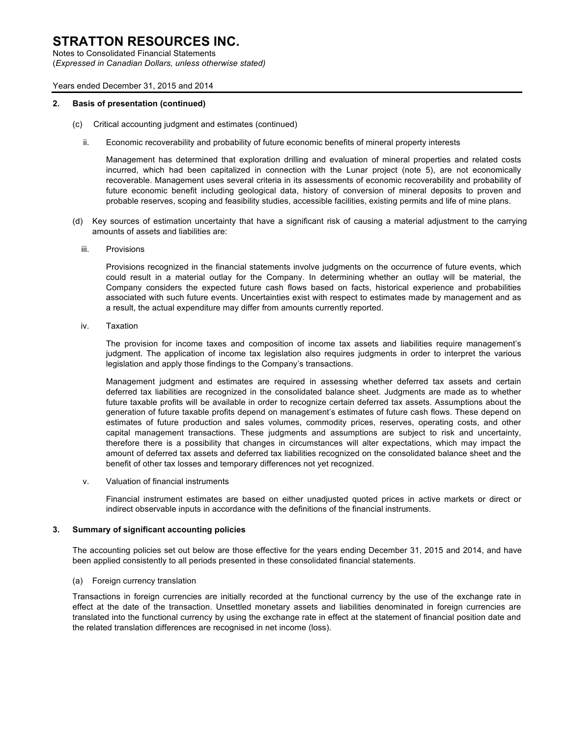## 2. Basis of presentation (continued)

(c) Critical accounting judgment and estimates (continued)

ii. Economic recoverability and probability of future economic benefits of mineral property interests

Management has determined that exploration drilling and evaluation of mineral properties and related costs incurred, which had been capitalized in connection with the Lunar project (note 5), are not economically recoverable. Management uses several criteria in its assessments of economic recoverability and probability of future economic benefit including geological data, history of conversion of mineral deposits to proven and probable reserves, scoping and feasibility studies, accessible facilities, existing permits and life of mine plans.

(d) Key sources of estimation uncertainty that have a significant risk of causing a material adjustment to the carrying amounts of assets and liabilities are:

iii. Provisions

Provisions recognized in the financial statements involve judgments on the occurrence of future events, which could result in a material outlay for the Company. In determining whether an outlay will be material, the Company considers the expected future cash flows based on facts, historical experience and probabilities associated with such future events. Uncertainties exist with respect to estimates made by management and as a result, the actual expenditure may differ from amounts currently reported.

iv. Taxation

The provision for income taxes and composition of income tax assets and liabilities require management's judgment. The application of income tax legislation also requires judgments in order to interpret the various legislation and apply those findings to the Company's transactions.

Management judgment and estimates are required in assessing whether deferred tax assets and certain deferred tax liabilities are recognized in the consolidated balance sheet. Judgments are made as to whether future taxable profits will be available in order to recognize certain deferred tax assets. Assumptions about the generation of future taxable profits depend on management's estimates of future cash flows. These depend on estimates of future production and sales volumes, commodity prices, reserves, operating costs, and other capital management transactions. These judgments and assumptions are subject to risk and uncertainty, therefore there is a possibility that changes in circumstances will alter expectations, which may impact the amount of deferred tax assets and deferred tax liabilities recognized on the consolidated balance sheet and the benefit of other tax losses and temporary differences not yet recognized.

v. Valuation of financial instruments

Financial instrument estimates are based on either unadjusted quoted prices in active markets or direct or indirect observable inputs in accordance with the definitions of the financial instruments.

## 3. Summary of significant accounting policies

The accounting policies set out below are those effective for the years ending December 31, 2015 and 2014, and have been applied consistently to all periods presented in these consolidated financial statements.

(a) Foreign currency translation

Transactions in foreign currencies are initially recorded at the functional currency by the use of the exchange rate in effect at the date of the transaction. Unsettled monetary assets and liabilities denominated in foreign currencies are translated into the functional currency by using the exchange rate in effect at the statement of financial position date and the related translation differences are recognised in net income (loss).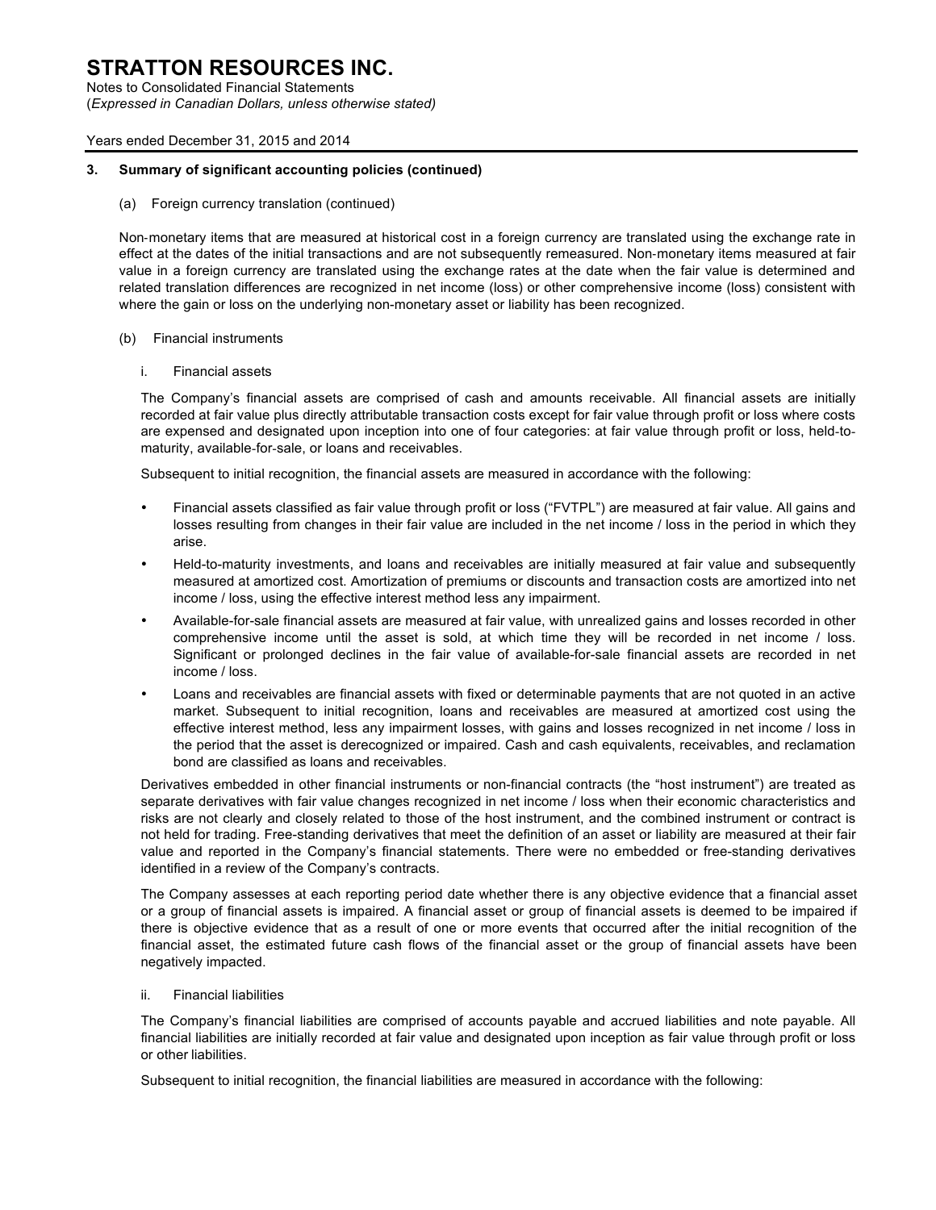### 3. Summary of significant accounting policies (continued)

(a) Foreign currency translation (continued)

Non-monetary items that are measured at historical cost in a foreign currency are translated using the exchange rate in effect at the dates of the initial transactions and are not subsequently remeasured. Non-monetary items measured at fair value in a foreign currency are translated using the exchange rates at the date when the fair value is determined and related translation differences are recognized in net income (loss) or other comprehensive income (loss) consistent with where the gain or loss on the underlying non-monetary asset or liability has been recognized.

(b) Financial instruments

i. Financial assets

The Company's financial assets are comprised of cash and amounts receivable. All financial assets are initially recorded at fair value plus directly attributable transaction costs except for fair value through profit or loss where costs are expensed and designated upon inception into one of four categories: at fair value through profit or loss, held-to-maturity, available-for-sale, or loans and receivables.

Subsequent to initial recognition, the financial assets are measured in accordance with the following:

- Financial assets classified as fair value through profit or loss ("FVTPL") are measured at fair value. All gains and losses resulting from changes in their fair value are included in the net income / loss in the period in which they arise.
- Held-to-maturity investments, and loans and receivables are initially measured at fair value and subsequently measured at amortized cost. Amortization of premiums or discounts and transaction costs are amortized into net income / loss, using the effective interest method less any impairment.
- Available-for-sale financial assets are measured at fair value, with unrealized gains and losses recorded in other comprehensive income until the asset is sold, at which time they will be recorded in net income / loss. Significant or prolonged declines in the fair value of available-for-sale financial assets are recorded in net income / loss.
- Loans and receivables are financial assets with fixed or determinable payments that are not quoted in an active market. Subsequent to initial recognition, loans and receivables are measured at amortized cost using the effective interest method, less any impairment losses, with gains and losses recognized in net income / loss in the period that the asset is derecognized or impaired. Cash and cash equivalents, receivables, and reclamation bond are classified as loans and receivables.

Derivatives embedded in other financial instruments or non-financial contracts (the "host instrument") are treated as separate derivatives with fair value changes recognized in net income / loss when their economic characteristics and risks are not clearly and closely related to those of the host instrument, and the combined instrument or contract is not held for trading. Free-standing derivatives that meet the definition of an asset or liability are measured at their fair value and reported in the Company's financial statements. There were no embedded or free-standing derivatives identified in a review of the Company's contracts.

The Company assesses at each reporting period date whether there is any objective evidence that a financial asset or a group of financial assets is impaired. A financial asset or group of financial assets is deemed to be impaired if there is objective evidence that as a result of one or more events that occurred after the initial recognition of the financial asset, the estimated future cash flows of the financial asset or the group of financial assets have been negatively impacted.

ii. Financial liabilities

The Company's financial liabilities are comprised of accounts payable and accrued liabilities and note payable. All financial liabilities are initially recorded at fair value and designated upon inception as fair value through profit or loss or other liabilities.

Subsequent to initial recognition, the financial liabilities are measured in accordance with the following: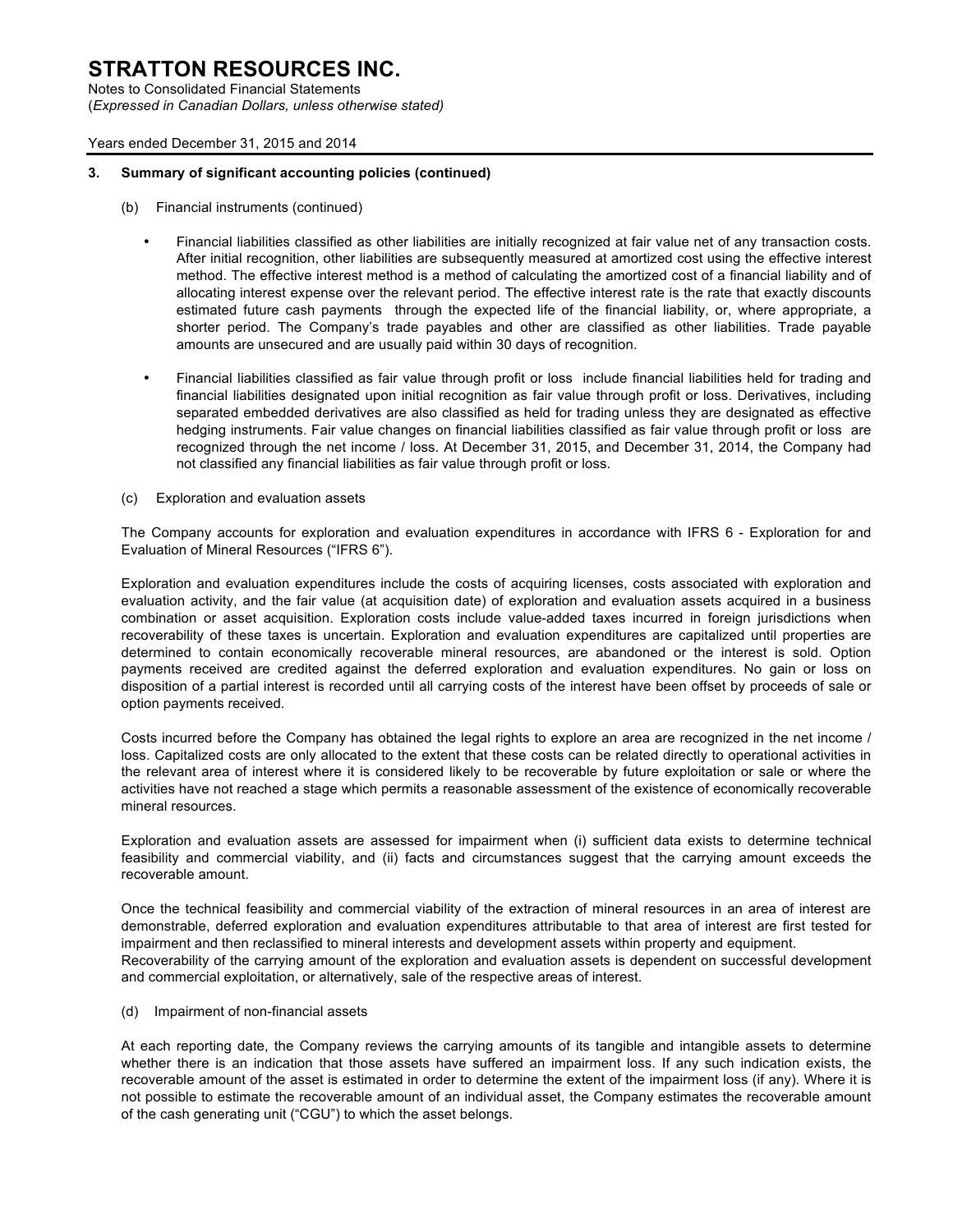### 3. Summary of significant accounting policies (continued)

(b) Financial instruments (continued)

- Financial liabilities classified as other liabilities are initially recognized at fair value net of any transaction costs. After initial recognition, other liabilities are subsequently measured at amortized cost using the effective interest method. The effective interest method is a method of calculating the amortized cost of a financial liability and of allocating interest expense over the relevant period. The effective interest rate is the rate that exactly discounts estimated future cash payments through the expected life of the financial liability, or, where appropriate, a shorter period. The Company's trade payables and other are classified as other liabilities. Trade payable amounts are unsecured and are usually paid within 30 days of recognition.

- Financial liabilities classified as fair value through profit or loss include financial liabilities held for trading and financial liabilities designated upon initial recognition as fair value through profit or loss. Derivatives, including separated embedded derivatives are also classified as held for trading unless they are designated as effective hedging instruments. Fair value changes on financial liabilities classified as fair value through profit or loss are recognized through the net income / loss. At December 31, 2015, and December 31, 2014, the Company had not classified any financial liabilities as fair value through profit or loss.

(c) Exploration and evaluation assets

The Company accounts for exploration and evaluation expenditures in accordance with IFRS 6 - Exploration for and Evaluation of Mineral Resources ("IFRS 6").

Exploration and evaluation expenditures include the costs of acquiring licenses, costs associated with exploration and evaluation activity, and the fair value (at acquisition date) of exploration and evaluation assets acquired in a business combination or asset acquisition. Exploration costs include value-added taxes incurred in foreign jurisdictions when recoverability of these taxes is uncertain. Exploration and evaluation expenditures are capitalized until properties are determined to contain economically recoverable mineral resources, are abandoned or the interest is sold. Option payments received are credited against the deferred exploration and evaluation expenditures. No gain or loss on disposition of a partial interest is recorded until all carrying costs of the interest have been offset by proceeds of sale or option payments received.

Costs incurred before the Company has obtained the legal rights to explore an area are recognized in the net income / loss. Capitalized costs are only allocated to the extent that these costs can be related directly to operational activities in the relevant area of interest where it is considered likely to be recoverable by future exploitation or sale or where the activities have not reached a stage which permits a reasonable assessment of the existence of economically recoverable mineral resources.

Exploration and evaluation assets are assessed for impairment when (i) sufficient data exists to determine technical feasibility and commercial viability, and (ii) facts and circumstances suggest that the carrying amount exceeds the recoverable amount.

Once the technical feasibility and commercial viability of the extraction of mineral resources in an area of interest are demonstrable, deferred exploration and evaluation expenditures attributable to that area of interest are first tested for impairment and then reclassified to mineral interests and development assets within property and equipment.
Recoverability of the carrying amount of the exploration and evaluation assets is dependent on successful development and commercial exploitation, or alternatively, sale of the respective areas of interest.

(d) Impairment of non-financial assets

At each reporting date, the Company reviews the carrying amounts of its tangible and intangible assets to determine whether there is an indication that those assets have suffered an impairment loss. If any such indication exists, the recoverable amount of the asset is estimated in order to determine the extent of the impairment loss (if any). Where it is not possible to estimate the recoverable amount of an individual asset, the Company estimates the recoverable amount of the cash generating unit ("CGU") to which the asset belongs.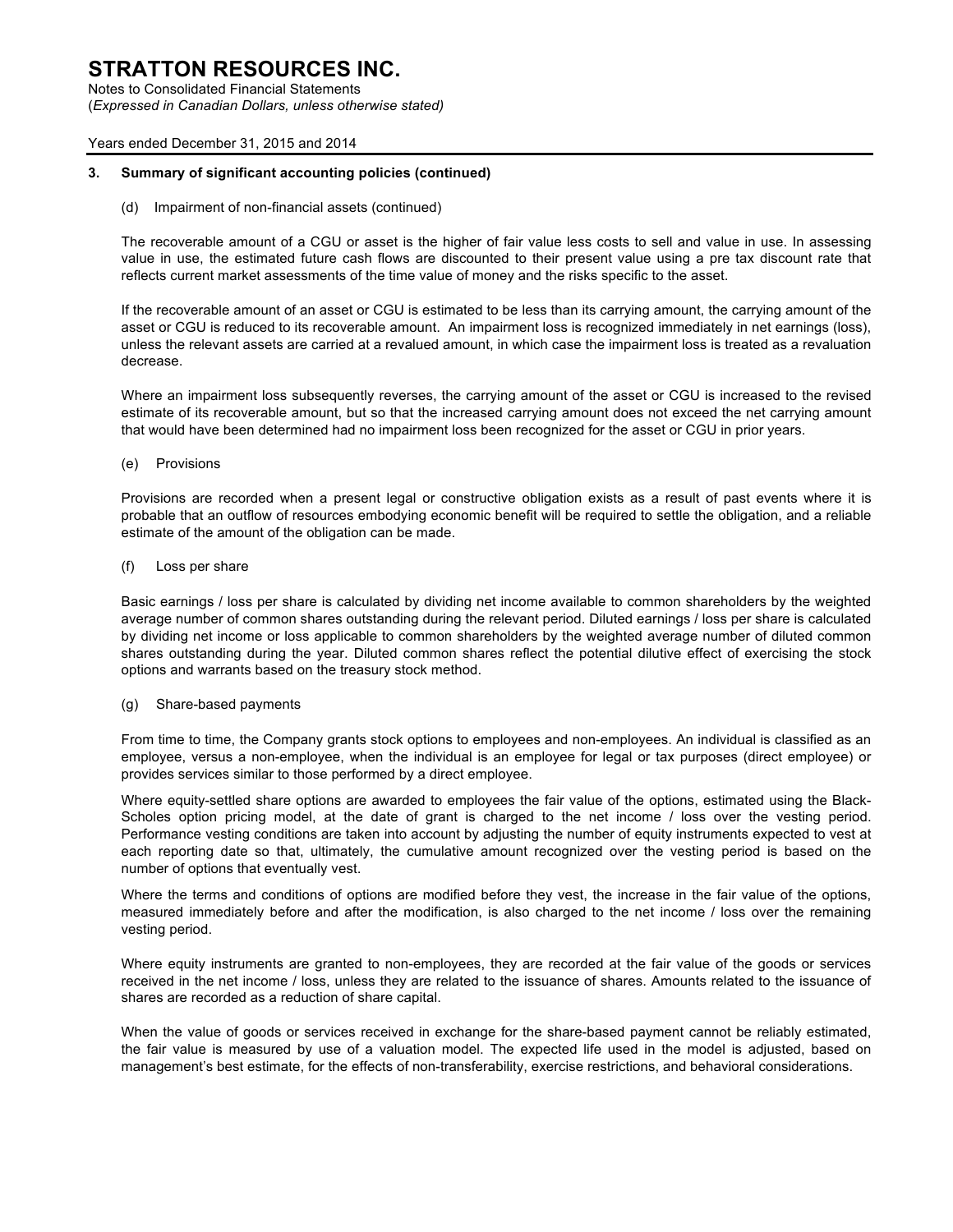### 3. Summary of significant accounting policies (continued)

(d) Impairment of non-financial assets (continued)

The recoverable amount of a CGU or asset is the higher of fair value less costs to sell and value in use. In assessing value in use, the estimated future cash flows are discounted to their present value using a pre tax discount rate that reflects current market assessments of the time value of money and the risks specific to the asset.

If the recoverable amount of an asset or CGU is estimated to be less than its carrying amount, the carrying amount of the asset or CGU is reduced to its recoverable amount. An impairment loss is recognized immediately in net earnings (loss), unless the relevant assets are carried at a revalued amount, in which case the impairment loss is treated as a revaluation decrease.

Where an impairment loss subsequently reverses, the carrying amount of the asset or CGU is increased to the revised estimate of its recoverable amount, but so that the increased carrying amount does not exceed the net carrying amount that would have been determined had no impairment loss been recognized for the asset or CGU in prior years.

(e) Provisions

Provisions are recorded when a present legal or constructive obligation exists as a result of past events where it is probable that an outflow of resources embodying economic benefit will be required to settle the obligation, and a reliable estimate of the amount of the obligation can be made.

(f) Loss per share

Basic earnings / loss per share is calculated by dividing net income available to common shareholders by the weighted average number of common shares outstanding during the relevant period. Diluted earnings / loss per share is calculated by dividing net income or loss applicable to common shareholders by the weighted average number of diluted common shares outstanding during the year. Diluted common shares reflect the potential dilutive effect of exercising the stock options and warrants based on the treasury stock method.

(g) Share-based payments

From time to time, the Company grants stock options to employees and non-employees. An individual is classified as an employee, versus a non-employee, when the individual is an employee for legal or tax purposes (direct employee) or provides services similar to those performed by a direct employee.

Where equity-settled share options are awarded to employees the fair value of the options, estimated using the Black-Scholes option pricing model, at the date of grant is charged to the net income / loss over the vesting period. Performance vesting conditions are taken into account by adjusting the number of equity instruments expected to vest at each reporting date so that, ultimately, the cumulative amount recognized over the vesting period is based on the number of options that eventually vest.

Where the terms and conditions of options are modified before they vest, the increase in the fair value of the options, measured immediately before and after the modification, is also charged to the net income / loss over the remaining vesting period.

Where equity instruments are granted to non-employees, they are recorded at the fair value of the goods or services received in the net income / loss, unless they are related to the issuance of shares. Amounts related to the issuance of shares are recorded as a reduction of share capital.

When the value of goods or services received in exchange for the share-based payment cannot be reliably estimated, the fair value is measured by use of a valuation model. The expected life used in the model is adjusted, based on management's best estimate, for the effects of non-transferability, exercise restrictions, and behavioral considerations.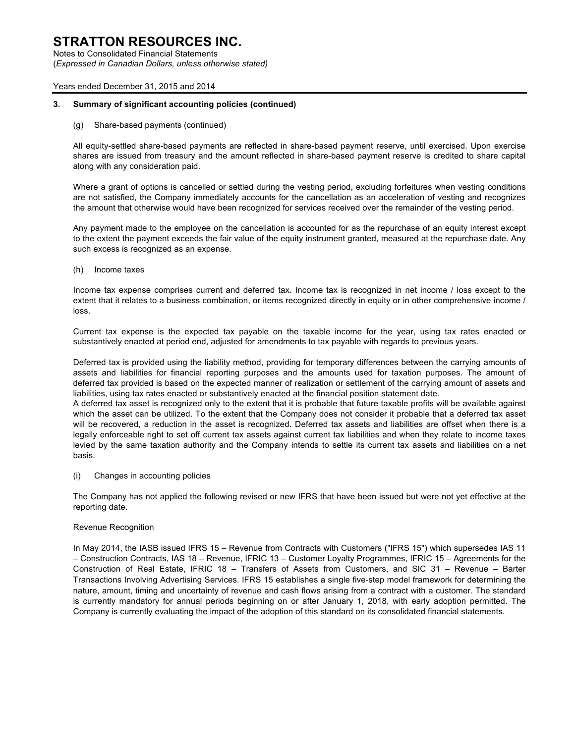### 3. Summary of significant accounting policies (continued)

(g) Share-based payments (continued)

All equity-settled share-based payments are reflected in share-based payment reserve, until exercised. Upon exercise shares are issued from treasury and the amount reflected in share-based payment reserve is credited to share capital along with any consideration paid.

Where a grant of options is cancelled or settled during the vesting period, excluding forfeitures when vesting conditions are not satisfied, the Company immediately accounts for the cancellation as an acceleration of vesting and recognizes the amount that otherwise would have been recognized for services received over the remainder of the vesting period.

Any payment made to the employee on the cancellation is accounted for as the repurchase of an equity interest except to the extent the payment exceeds the fair value of the equity instrument granted, measured at the repurchase date. Any such excess is recognized as an expense.

(h) Income taxes

Income tax expense comprises current and deferred tax. Income tax is recognized in net income / loss except to the extent that it relates to a business combination, or items recognized directly in equity or in other comprehensive income / loss.

Current tax expense is the expected tax payable on the taxable income for the year, using tax rates enacted or substantively enacted at period end, adjusted for amendments to tax payable with regards to previous years.

Deferred tax is provided using the liability method, providing for temporary differences between the carrying amounts of assets and liabilities for financial reporting purposes and the amounts used for taxation purposes. The amount of deferred tax provided is based on the expected manner of realization or settlement of the carrying amount of assets and liabilities, using tax rates enacted or substantively enacted at the financial position statement date.
A deferred tax asset is recognized only to the extent that it is probable that future taxable profits will be available against which the asset can be utilized. To the extent that the Company does not consider it probable that a deferred tax asset will be recovered, a reduction in the asset is recognized. Deferred tax assets and liabilities are offset when there is a legally enforceable right to set off current tax assets against current tax liabilities and when they relate to income taxes levied by the same taxation authority and the Company intends to settle its current tax assets and liabilities on a net basis.

(i) Changes in accounting policies

The Company has not applied the following revised or new IFRS that have been issued but were not yet effective at the reporting date.

Revenue Recognition

In May 2014, the IASB issued IFRS 15 – Revenue from Contracts with Customers ("IFRS 15") which supersedes IAS 11 – Construction Contracts, IAS 18 – Revenue, IFRIC 13 – Customer Loyalty Programmes, IFRIC 15 – Agreements for the Construction of Real Estate, IFRIC 18 – Transfers of Assets from Customers, and SIC 31 – Revenue – Barter Transactions Involving Advertising Services. IFRS 15 establishes a single five-step model framework for determining the nature, amount, timing and uncertainty of revenue and cash flows arising from a contract with a customer. The standard is currently mandatory for annual periods beginning on or after January 1, 2018, with early adoption permitted. The Company is currently evaluating the impact of the adoption of this standard on its consolidated financial statements.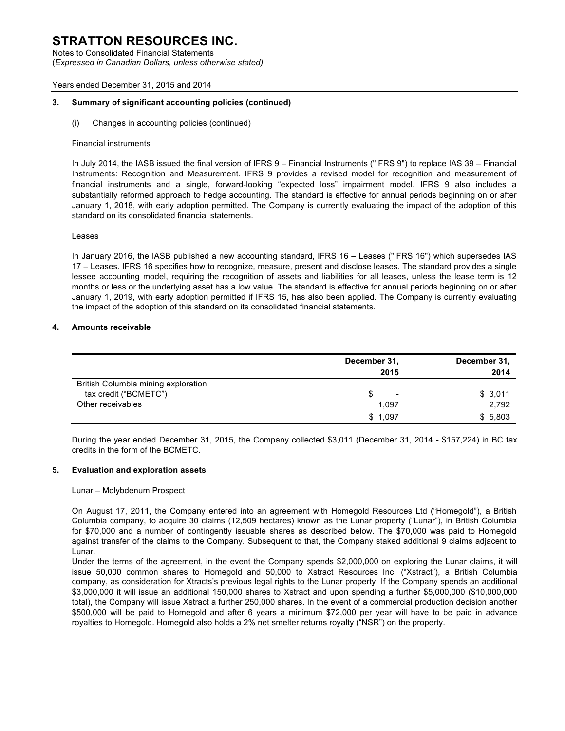### 3. Summary of significant accounting policies (continued)

(i) Changes in accounting policies (continued)

Financial instruments

In July 2014, the IASB issued the final version of IFRS 9 – Financial Instruments ("IFRS 9") to replace IAS 39 – Financial Instruments: Recognition and Measurement. IFRS 9 provides a revised model for recognition and measurement of financial instruments and a single, forward-looking "expected loss" impairment model. IFRS 9 also includes a substantially reformed approach to hedge accounting. The standard is effective for annual periods beginning on or after January 1, 2018, with early adoption permitted. The Company is currently evaluating the impact of the adoption of this standard on its consolidated financial statements.

Leases

In January 2016, the IASB published a new accounting standard, IFRS 16 – Leases ("IFRS 16") which supersedes IAS 17 – Leases. IFRS 16 specifies how to recognize, measure, present and disclose leases. The standard provides a single lessee accounting model, requiring the recognition of assets and liabilities for all leases, unless the lease term is 12 months or less or the underlying asset has a low value. The standard is effective for annual periods beginning on or after January 1, 2019, with early adoption permitted if IFRS 15, has also been applied. The Company is currently evaluating the impact of the adoption of this standard on its consolidated financial statements.

### 4. Amounts receivable

| | December 31, 2015 | December 31, 2014 |
|---|---|---|
| British Columbia mining exploration tax credit ("BCMETC") | $ - | $ 3,011 |
| Other receivables | 1,097 | 2,792 |
| | $ 1,097 | $ 5,803 |

During the year ended December 31, 2015, the Company collected $3,011 (December 31, 2014 - $157,224) in BC tax credits in the form of the BCMETC.

### 5. Evaluation and exploration assets

Lunar – Molybdenum Prospect

On August 17, 2011, the Company entered into an agreement with Homegold Resources Ltd ("Homegold"), a British Columbia company, to acquire 30 claims (12,509 hectares) known as the Lunar property ("Lunar"), in British Columbia for $70,000 and a number of contingently issuable shares as described below. The $70,000 was paid to Homegold against transfer of the claims to the Company. Subsequent to that, the Company staked additional 9 claims adjacent to Lunar.

Under the terms of the agreement, in the event the Company spends $2,000,000 on exploring the Lunar claims, it will issue 50,000 common shares to Homegold and 50,000 to Xstract Resources Inc. ("Xstract"), a British Columbia company, as consideration for Xtracts's previous legal rights to the Lunar property. If the Company spends an additional $3,000,000 it will issue an additional 150,000 shares to Xstract and upon spending a further $5,000,000 ($10,000,000 total), the Company will issue Xstract a further 250,000 shares. In the event of a commercial production decision another $500,000 will be paid to Homegold and after 6 years a minimum $72,000 per year will have to be paid in advance royalties to Homegold. Homegold also holds a 2% net smelter returns royalty ("NSR") on the property.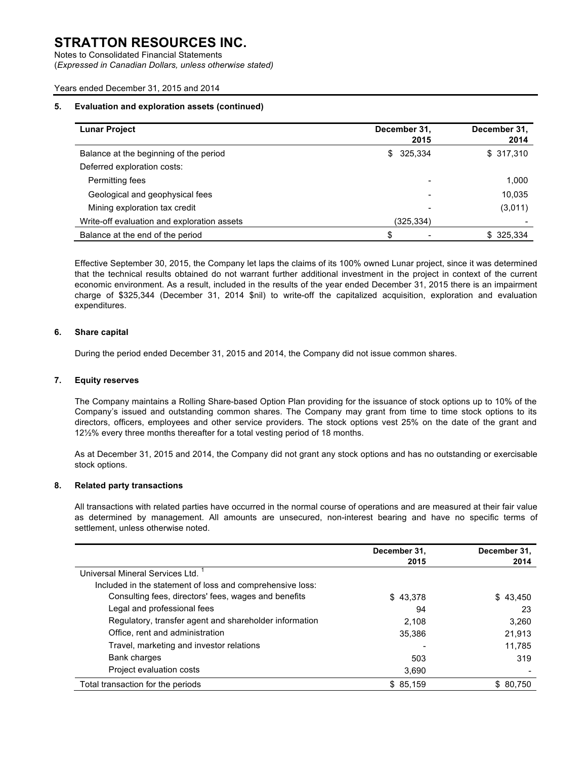# STRATTON RESOURCES INC.

Notes to Consolidated Financial Statements
(*Expressed in Canadian Dollars, unless otherwise stated)*

Years ended December 31, 2015 and 2014

## 5. Evaluation and exploration assets (continued)

| Lunar Project | December 31, 2015 | December 31, 2014 |
|---|---|---|
| Balance at the beginning of the period | $ 325,334 | $ 317,310 |
| Deferred exploration costs: | | |
| Permitting fees | - | 1,000 |
| Geological and geophysical fees | - | 10,035 |
| Mining exploration tax credit | - | (3,011) |
| Write-off evaluation and exploration assets | (325,334) | - |
| Balance at the end of the period | $ - | $ 325,334 |

Effective September 30, 2015, the Company let laps the claims of its 100% owned Lunar project, since it was determined that the technical results obtained do not warrant further additional investment in the project in context of the current economic environment. As a result, included in the results of the year ended December 31, 2015 there is an impairment charge of $325,344 (December 31, 2014 $nil) to write-off the capitalized acquisition, exploration and evaluation expenditures.

## 6. Share capital

During the period ended December 31, 2015 and 2014, the Company did not issue common shares.

## 7. Equity reserves

The Company maintains a Rolling Share-based Option Plan providing for the issuance of stock options up to 10% of the Company's issued and outstanding common shares. The Company may grant from time to time stock options to its directors, officers, employees and other service providers. The stock options vest 25% on the date of the grant and 12½% every three months thereafter for a total vesting period of 18 months.

As at December 31, 2015 and 2014, the Company did not grant any stock options and has no outstanding or exercisable stock options.

## 8. Related party transactions

All transactions with related parties have occurred in the normal course of operations and are measured at their fair value as determined by management. All amounts are unsecured, non-interest bearing and have no specific terms of settlement, unless otherwise noted.

| | December 31, 2015 | December 31, 2014 |
|---|---|---|
| Universal Mineral Services Ltd. [1] | | |
| Included in the statement of loss and comprehensive loss: | | |
| Consulting fees, directors' fees, wages and benefits | $ 43,378 | $ 43,450 |
| Legal and professional fees | 94 | 23 |
| Regulatory, transfer agent and shareholder information | 2,108 | 3,260 |
| Office, rent and administration | 35,386 | 21,913 |
| Travel, marketing and investor relations | - | 11,785 |
| Bank charges | 503 | 319 |
| Project evaluation costs | 3,690 | - |
| Total transaction for the periods | $ 85,159 | $ 80,750 |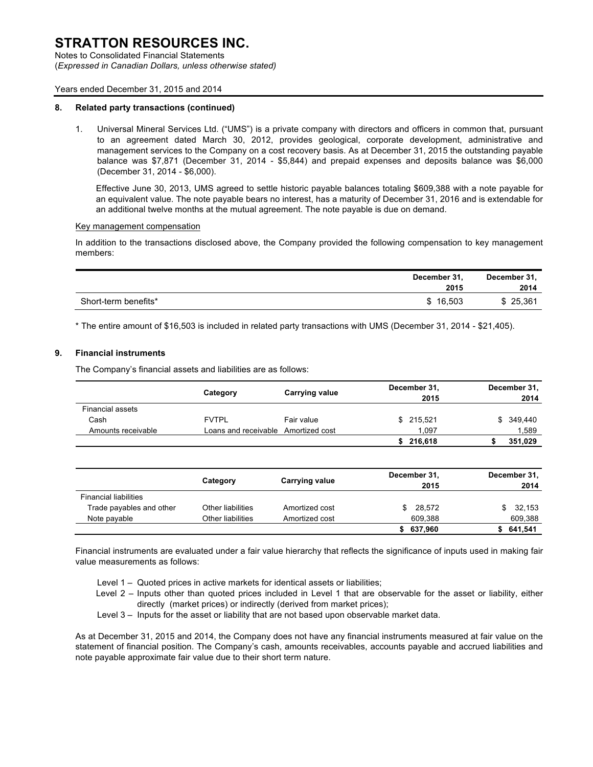# STRATTON RESOURCES INC.

Notes to Consolidated Financial Statements
(*Expressed in Canadian Dollars, unless otherwise stated)*

Years ended December 31, 2015 and 2014

## 8. Related party transactions (continued)

1. Universal Mineral Services Ltd. ("UMS") is a private company with directors and officers in common that, pursuant to an agreement dated March 30, 2012, provides geological, corporate development, administrative and management services to the Company on a cost recovery basis. As at December 31, 2015 the outstanding payable balance was $7,871 (December 31, 2014 - $5,844) and prepaid expenses and deposits balance was $6,000 (December 31, 2014 - $6,000).

   Effective June 30, 2013, UMS agreed to settle historic payable balances totaling $609,388 with a note payable for an equivalent value. The note payable bears no interest, has a maturity of December 31, 2016 and is extendable for an additional twelve months at the mutual agreement. The note payable is due on demand.

Key management compensation

In addition to the transactions disclosed above, the Company provided the following compensation to key management members:

| | December 31, 2015 | December 31, 2014 |
|---|---|---|
| Short-term benefits* | $ 16,503 | $ 25,361 |

\* The entire amount of $16,503 is included in related party transactions with UMS (December 31, 2014 - $21,405).

## 9. Financial instruments

The Company's financial assets and liabilities are as follows:

| | Category | Carrying value | December 31, 2015 | December 31, 2014 |
|---|---|---|---|---|
| Financial assets | | | | |
| Cash | FVTPL | Fair value | $ 215,521 | $ 349,440 |
| Amounts receivable | Loans and receivable | Amortized cost | 1,097 | 1,589 |
| | | | **$ 216,618** | **$ 351,029** |

| | Category | Carrying value | December 31, 2015 | December 31, 2014 |
|---|---|---|---|---|
| Financial liabilities | | | | |
| Trade payables and other | Other liabilities | Amortized cost | $ 28,572 | $ 32,153 |
| Note payable | Other liabilities | Amortized cost | 609,388 | 609,388 |
| | | | **$ 637,960** | **$ 641,541** |

Financial instruments are evaluated under a fair value hierarchy that reflects the significance of inputs used in making fair value measurements as follows:

Level 1 – Quoted prices in active markets for identical assets or liabilities;
Level 2 – Inputs other than quoted prices included in Level 1 that are observable for the asset or liability, either directly (market prices) or indirectly (derived from market prices);
Level 3 – Inputs for the asset or liability that are not based upon observable market data.

As at December 31, 2015 and 2014, the Company does not have any financial instruments measured at fair value on the statement of financial position. The Company's cash, amounts receivables, accounts payable and accrued liabilities and note payable approximate fair value due to their short term nature.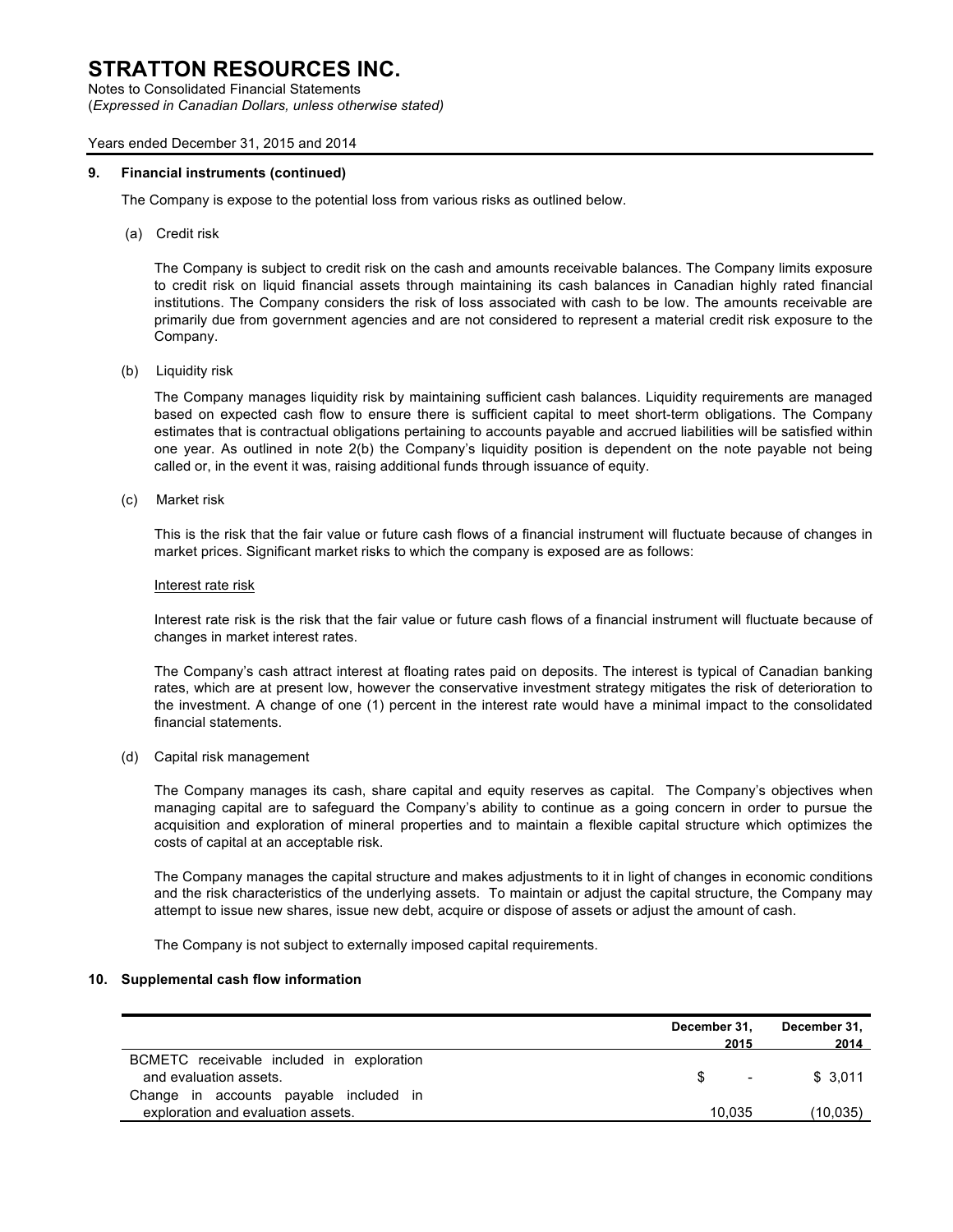# STRATTON RESOURCES INC.

Notes to Consolidated Financial Statements
(*Expressed in Canadian Dollars, unless otherwise stated)*

Years ended December 31, 2015 and 2014

## 9. Financial instruments (continued)

The Company is expose to the potential loss from various risks as outlined below.

(a) Credit risk

The Company is subject to credit risk on the cash and amounts receivable balances. The Company limits exposure to credit risk on liquid financial assets through maintaining its cash balances in Canadian highly rated financial institutions. The Company considers the risk of loss associated with cash to be low. The amounts receivable are primarily due from government agencies and are not considered to represent a material credit risk exposure to the Company.

(b) Liquidity risk

The Company manages liquidity risk by maintaining sufficient cash balances. Liquidity requirements are managed based on expected cash flow to ensure there is sufficient capital to meet short-term obligations. The Company estimates that is contractual obligations pertaining to accounts payable and accrued liabilities will be satisfied within one year. As outlined in note 2(b) the Company's liquidity position is dependent on the note payable not being called or, in the event it was, raising additional funds through issuance of equity.

(c) Market risk

This is the risk that the fair value or future cash flows of a financial instrument will fluctuate because of changes in market prices. Significant market risks to which the company is exposed are as follows:

Interest rate risk

Interest rate risk is the risk that the fair value or future cash flows of a financial instrument will fluctuate because of changes in market interest rates.

The Company's cash attract interest at floating rates paid on deposits. The interest is typical of Canadian banking rates, which are at present low, however the conservative investment strategy mitigates the risk of deterioration to the investment. A change of one (1) percent in the interest rate would have a minimal impact to the consolidated financial statements.

(d) Capital risk management

The Company manages its cash, share capital and equity reserves as capital. The Company's objectives when managing capital are to safeguard the Company's ability to continue as a going concern in order to pursue the acquisition and exploration of mineral properties and to maintain a flexible capital structure which optimizes the costs of capital at an acceptable risk.

The Company manages the capital structure and makes adjustments to it in light of changes in economic conditions and the risk characteristics of the underlying assets. To maintain or adjust the capital structure, the Company may attempt to issue new shares, issue new debt, acquire or dispose of assets or adjust the amount of cash.

The Company is not subject to externally imposed capital requirements.

## 10. Supplemental cash flow information

| | December 31, 2015 | December 31, 2014 |
|---|---|---|
| BCMETC receivable included in exploration and evaluation assets. | $ - | $ 3,011 |
| Change in accounts payable included in exploration and evaluation assets. | 10,035 | (10,035) |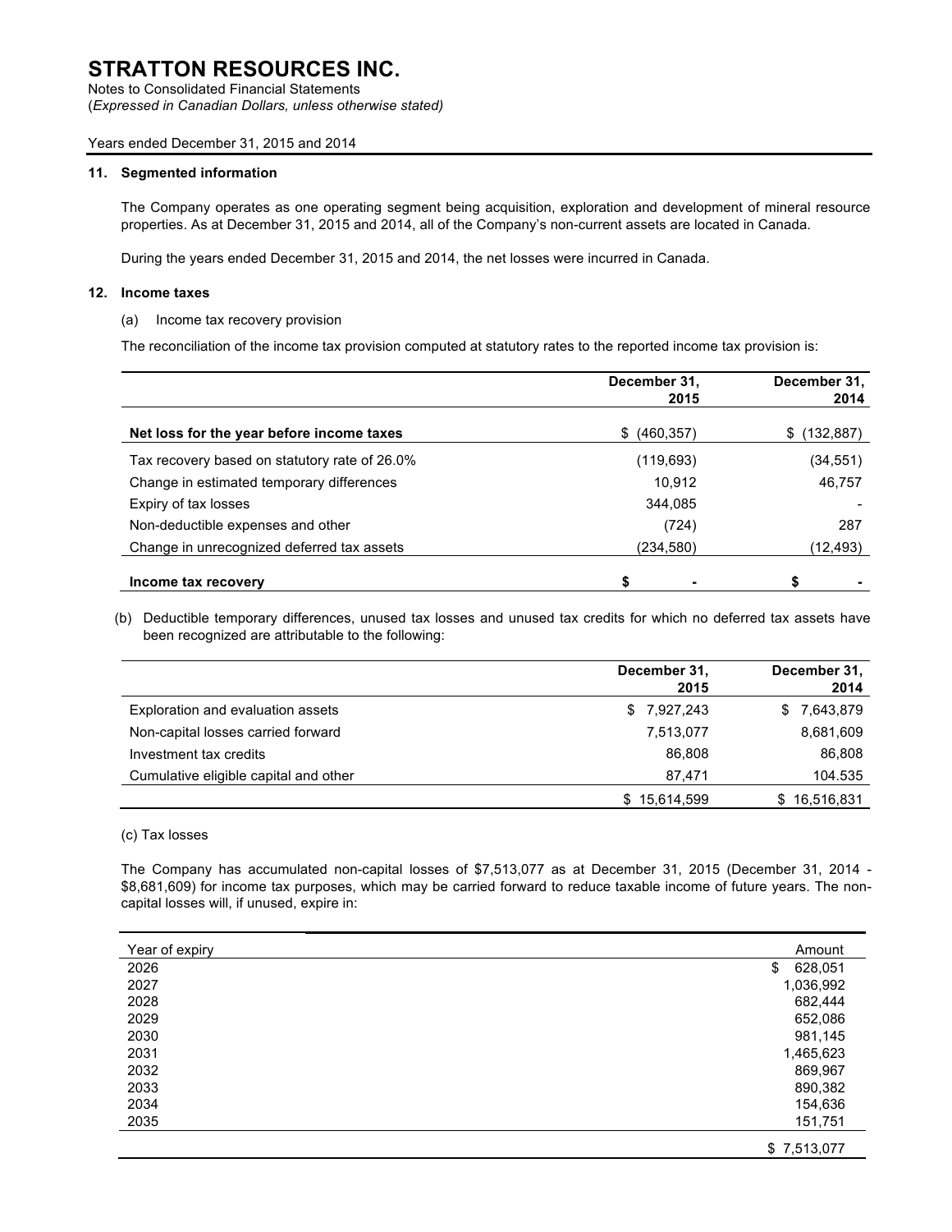# STRATTON RESOURCES INC.

Notes to Consolidated Financial Statements
(*Expressed in Canadian Dollars, unless otherwise stated)*

Years ended December 31, 2015 and 2014

## 11. Segmented information

The Company operates as one operating segment being acquisition, exploration and development of mineral resource properties. As at December 31, 2015 and 2014, all of the Company's non-current assets are located in Canada.

During the years ended December 31, 2015 and 2014, the net losses were incurred in Canada.

## 12. Income taxes

(a) Income tax recovery provision

The reconciliation of the income tax provision computed at statutory rates to the reported income tax provision is:

| | December 31, 2015 | December 31, 2014 |
|---|---|---|
| **Net loss for the year before income taxes** | $ (460,357) | $ (132,887) |
| Tax recovery based on statutory rate of 26.0% | (119,693) | (34,551) |
| Change in estimated temporary differences | 10,912 | 46,757 |
| Expiry of tax losses | 344,085 | - |
| Non-deductible expenses and other | (724) | 287 |
| Change in unrecognized deferred tax assets | (234,580) | (12,493) |
| **Income tax recovery** | **$ -** | **$ -** |

(b) Deductible temporary differences, unused tax losses and unused tax credits for which no deferred tax assets have been recognized are attributable to the following:

| | December 31, 2015 | December 31, 2014 |
|---|---|---|
| Exploration and evaluation assets | $ 7,927,243 | $ 7,643,879 |
| Non-capital losses carried forward | 7,513,077 | 8,681,609 |
| Investment tax credits | 86,808 | 86,808 |
| Cumulative eligible capital and other | 87,471 | 104.535 |
| | $ 15,614,599 | $ 16,516,831 |

(c) Tax losses

The Company has accumulated non-capital losses of $7,513,077 as at December 31, 2015 (December 31, 2014 - $8,681,609) for income tax purposes, which may be carried forward to reduce taxable income of future years. The non-capital losses will, if unused, expire in:

| Year of expiry | Amount |
|---|---|
| 2026 | $ 628,051 |
| 2027 | 1,036,992 |
| 2028 | 682,444 |
| 2029 | 652,086 |
| 2030 | 981,145 |
| 2031 | 1,465,623 |
| 2032 | 869,967 |
| 2033 | 890,382 |
| 2034 | 154,636 |
| 2035 | 151,751 |
| | $ 7,513,077 |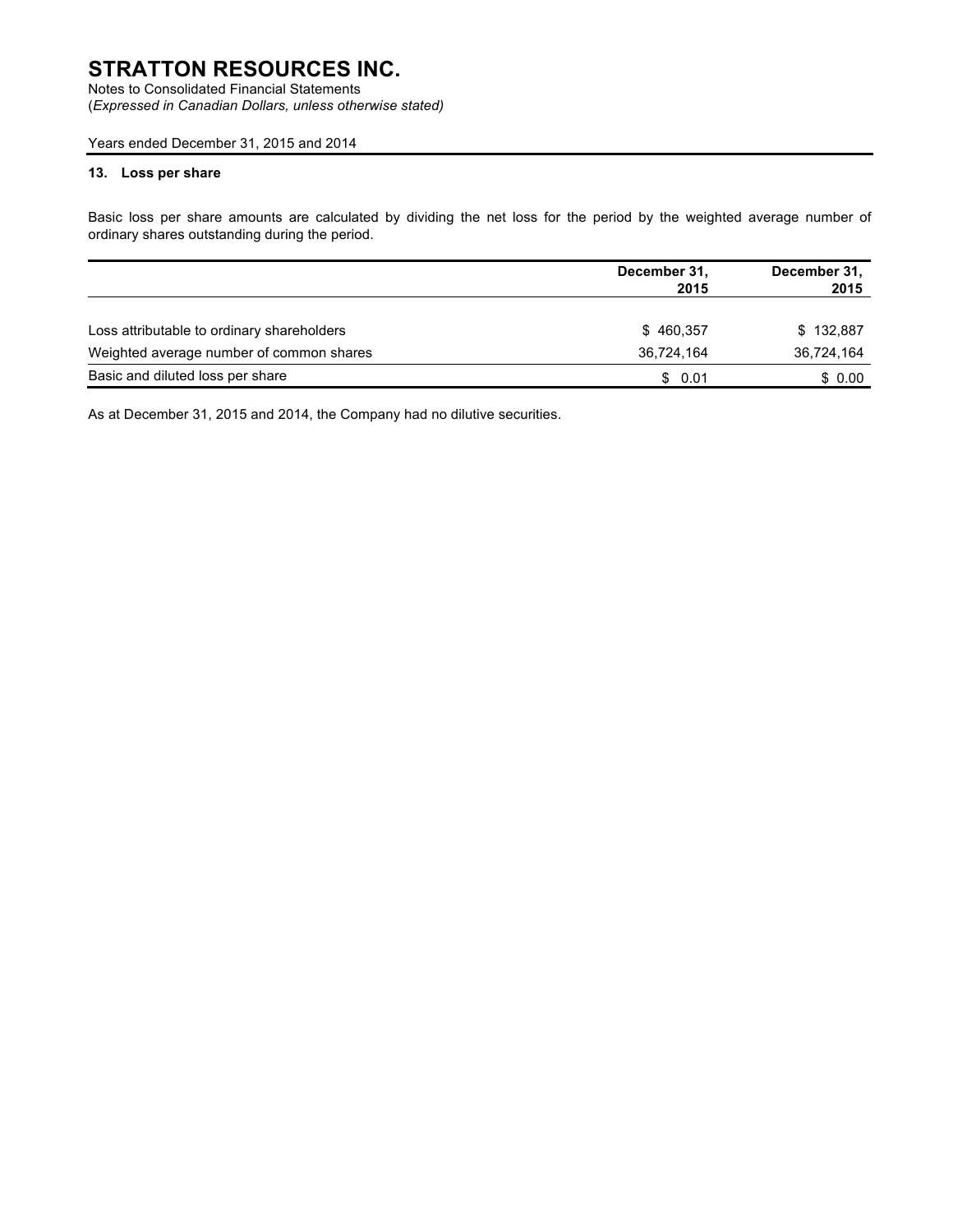# STRATTON RESOURCES INC.

Notes to Consolidated Financial Statements
(*Expressed in Canadian Dollars, unless otherwise stated)*

Years ended December 31, 2015 and 2014

### 13. Loss per share

Basic loss per share amounts are calculated by dividing the net loss for the period by the weighted average number of ordinary shares outstanding during the period.

| | December 31, 2015 | December 31, 2015 |
|---|---|---|
| Loss attributable to ordinary shareholders | $ 460,357 | $ 132,887 |
| Weighted average number of common shares | 36,724,164 | 36,724,164 |
| Basic and diluted loss per share | $ 0.01 | $ 0.00 |

As at December 31, 2015 and 2014, the Company had no dilutive securities.